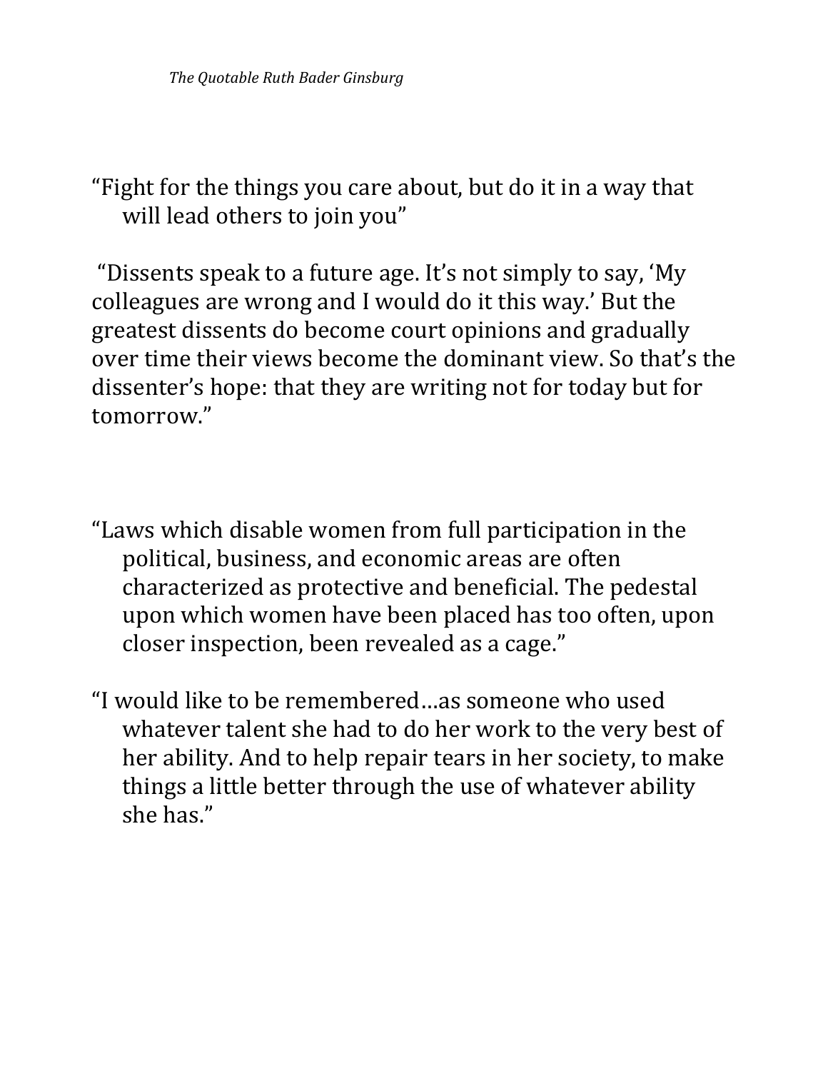*The Quotable Ruth Bader Ginsburg*

"Fight for the things you care about, but do it in a way that will lead others to join you"

"Dissents speak to a future age. It's not simply to say, 'My colleagues are wrong and I would do it this way.' But the greatest dissents do become court opinions and gradually over time their views become the dominant view. So that's the dissenter's hope: that they are writing not for today but for tomorrow."

"Laws which disable women from full participation in the political, business, and economic areas are often characterized as protective and beneficial. The pedestal upon which women have been placed has too often, upon closer inspection, been revealed as a cage."

"I would like to be remembered…as someone who used whatever talent she had to do her work to the very best of her ability. And to help repair tears in her society, to make things a little better through the use of whatever ability she has."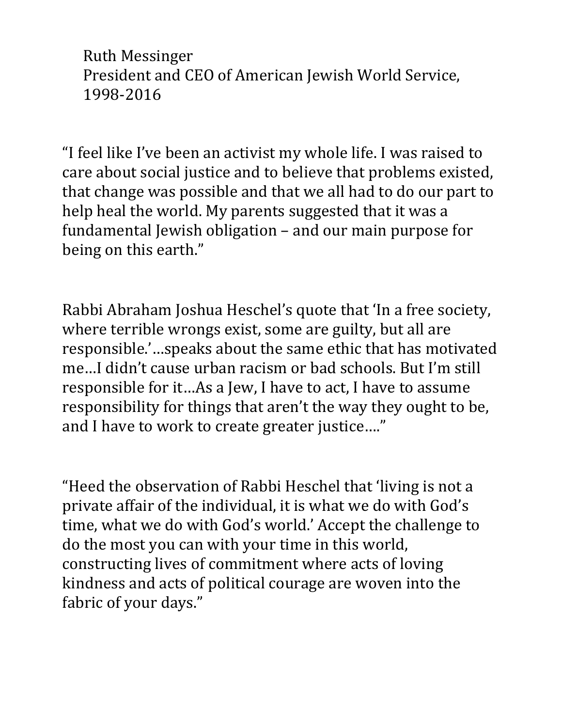Ruth Messinger
President and CEO of American Jewish World Service, 1998-2016

“I feel like I’ve been an activist my whole life. I was raised to care about social justice and to believe that problems existed, that change was possible and that we all had to do our part to help heal the world. My parents suggested that it was a fundamental Jewish obligation – and our main purpose for being on this earth.”

Rabbi Abraham Joshua Heschel’s quote that ‘In a free society, where terrible wrongs exist, some are guilty, but all are responsible.’…speaks about the same ethic that has motivated me…I didn’t cause urban racism or bad schools. But I’m still responsible for it…As a Jew, I have to act, I have to assume responsibility for things that aren’t the way they ought to be, and I have to work to create greater justice….”

“Heed the observation of Rabbi Heschel that ‘living is not a private affair of the individual, it is what we do with God’s time, what we do with God’s world.’ Accept the challenge to do the most you can with your time in this world, constructing lives of commitment where acts of loving kindness and acts of political courage are woven into the fabric of your days.”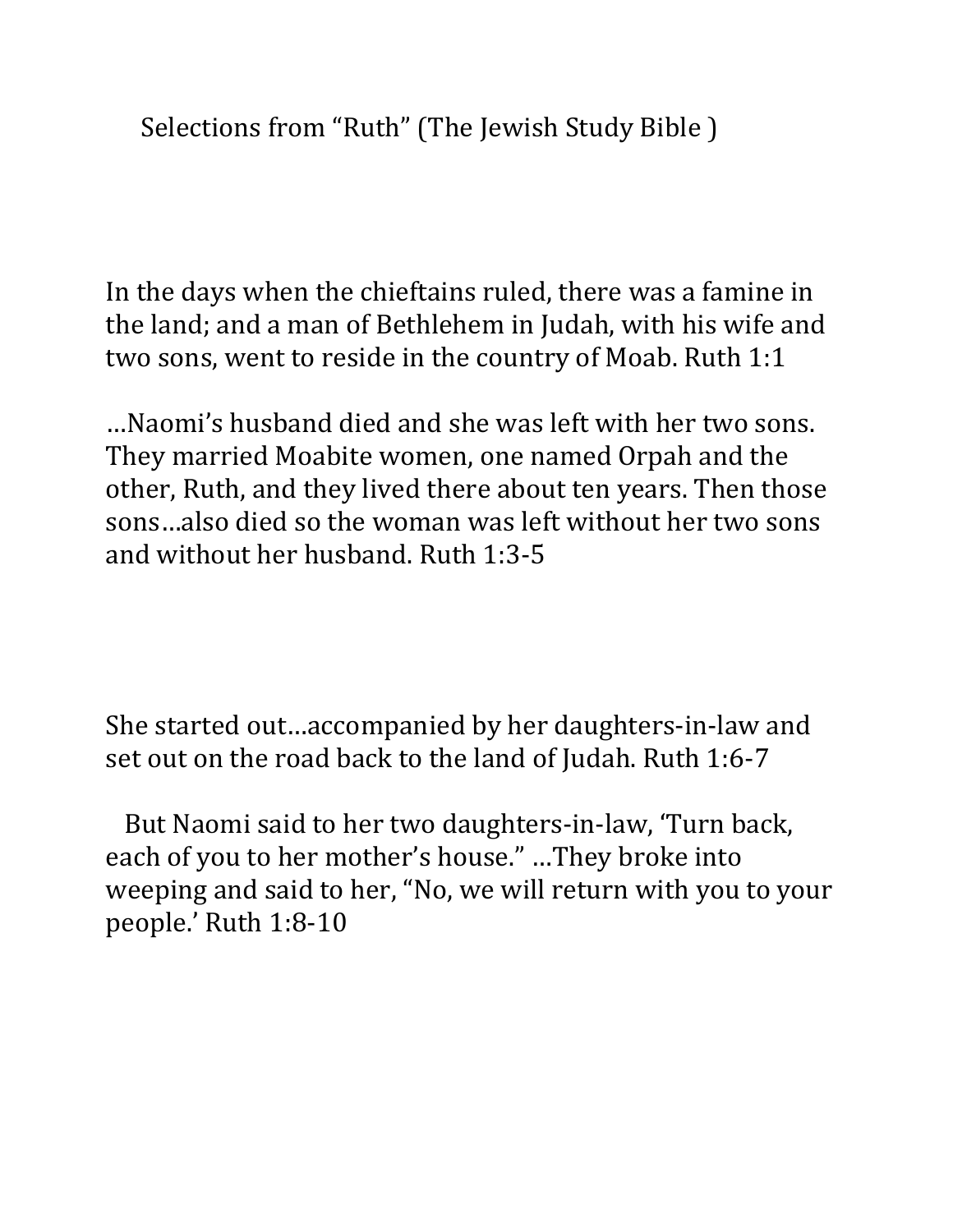Selections from “Ruth” (The Jewish Study Bible )

In the days when the chieftains ruled, there was a famine in the land; and a man of Bethlehem in Judah, with his wife and two sons, went to reside in the country of Moab. Ruth 1:1

…Naomi’s husband died and she was left with her two sons. They married Moabite women, one named Orpah and the other, Ruth, and they lived there about ten years. Then those sons…also died so the woman was left without her two sons and without her husband. Ruth 1:3-5

She started out…accompanied by her daughters-in-law and set out on the road back to the land of Judah. Ruth 1:6-7

But Naomi said to her two daughters-in-law, ‘Turn back, each of you to her mother’s house.” …They broke into weeping and said to her, “No, we will return with you to your people.’ Ruth 1:8-10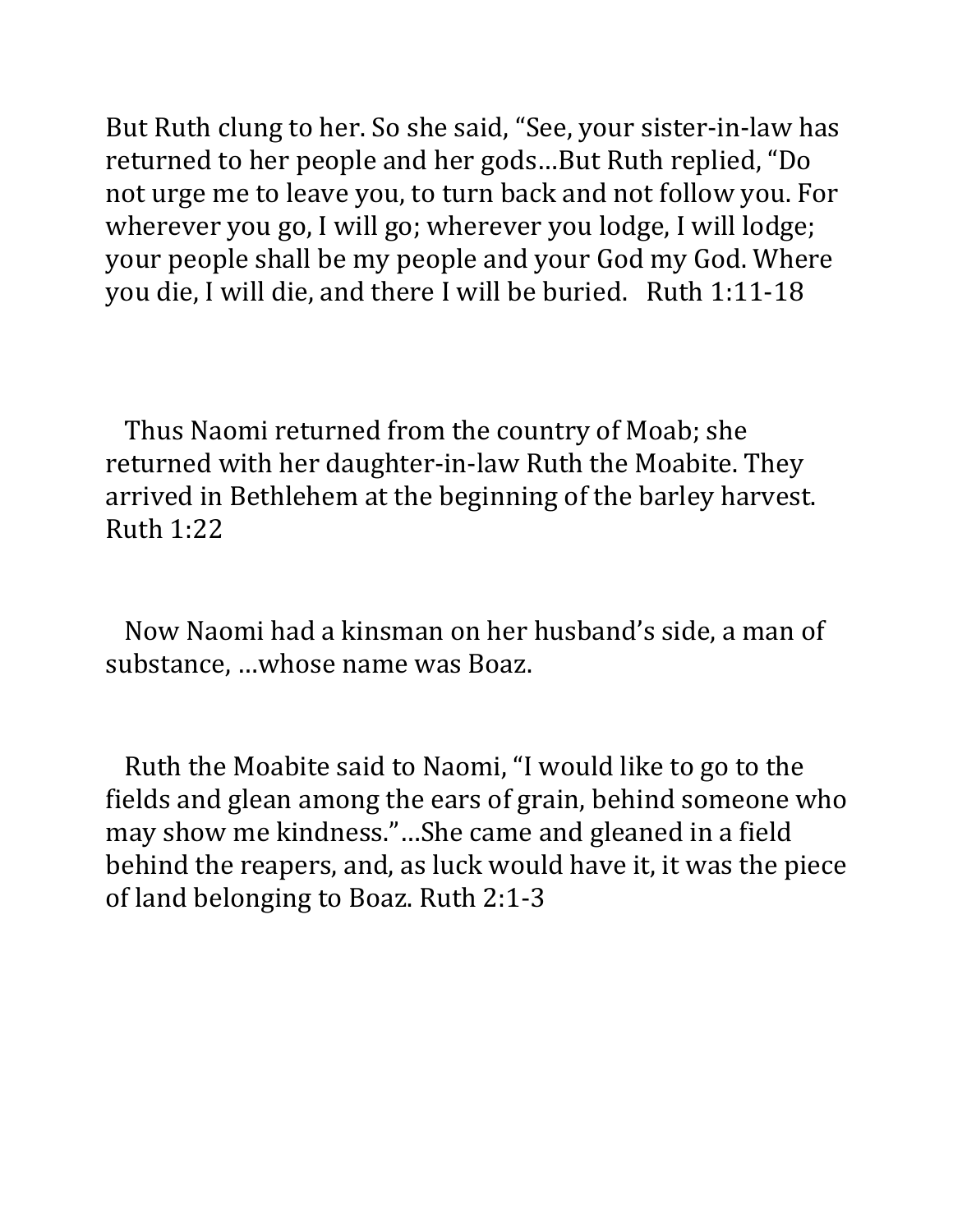But Ruth clung to her. So she said, "See, your sister-in-law has returned to her people and her gods…But Ruth replied, "Do not urge me to leave you, to turn back and not follow you. For wherever you go, I will go; wherever you lodge, I will lodge; your people shall be my people and your God my God. Where you die, I will die, and there I will be buried. Ruth 1:11-18

Thus Naomi returned from the country of Moab; she returned with her daughter-in-law Ruth the Moabite. They arrived in Bethlehem at the beginning of the barley harvest. Ruth 1:22

Now Naomi had a kinsman on her husband's side, a man of substance, …whose name was Boaz.

Ruth the Moabite said to Naomi, "I would like to go to the fields and glean among the ears of grain, behind someone who may show me kindness."…She came and gleaned in a field behind the reapers, and, as luck would have it, it was the piece of land belonging to Boaz. Ruth 2:1-3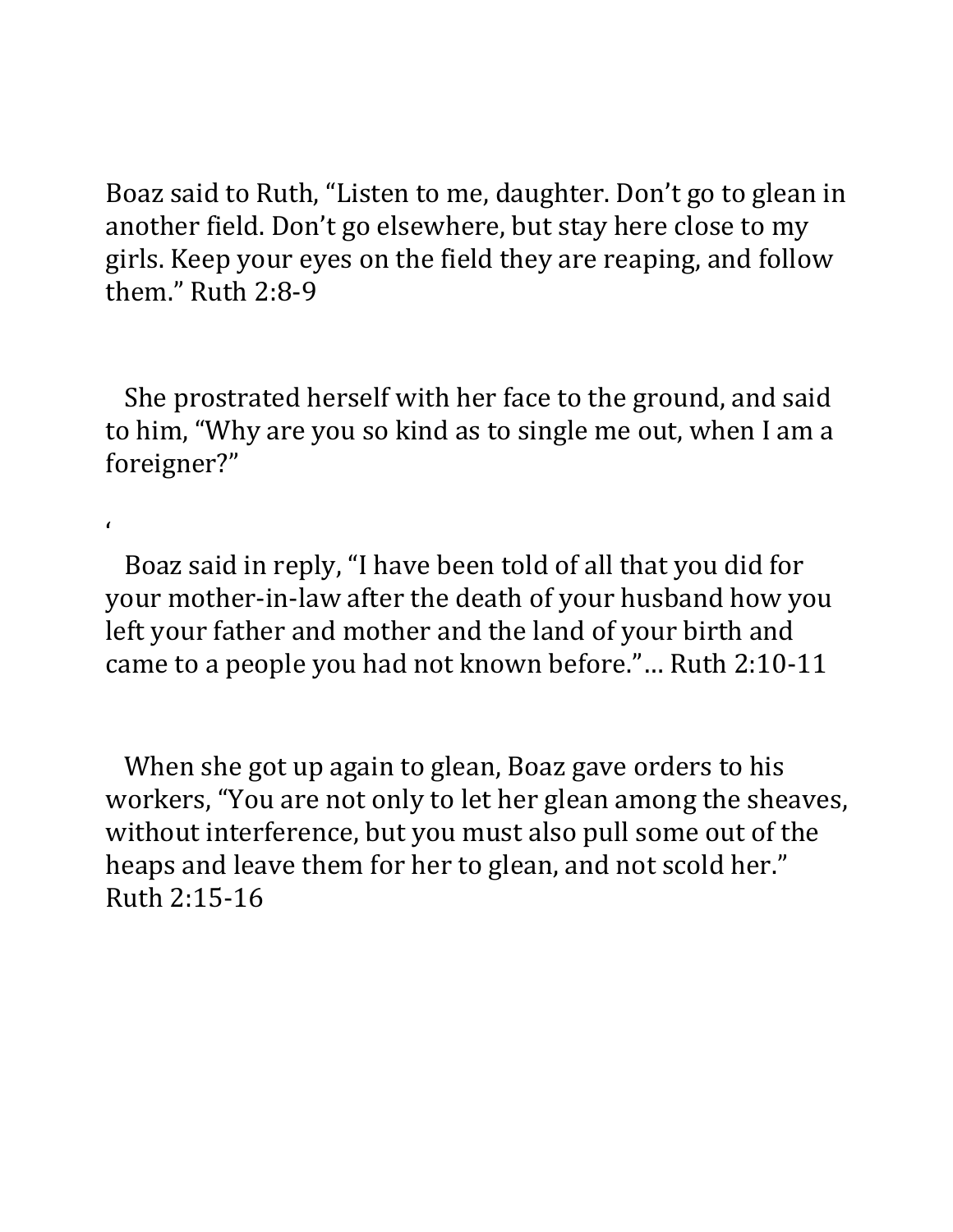Boaz said to Ruth, “Listen to me, daughter. Don’t go to glean in another field. Don’t go elsewhere, but stay here close to my girls. Keep your eyes on the field they are reaping, and follow them.” Ruth 2:8-9

She prostrated herself with her face to the ground, and said to him, “Why are you so kind as to single me out, when I am a foreigner?”

‘

Boaz said in reply, “I have been told of all that you did for your mother-in-law after the death of your husband how you left your father and mother and the land of your birth and came to a people you had not known before.”… Ruth 2:10-11

When she got up again to glean, Boaz gave orders to his workers, “You are not only to let her glean among the sheaves, without interference, but you must also pull some out of the heaps and leave them for her to glean, and not scold her.” Ruth 2:15-16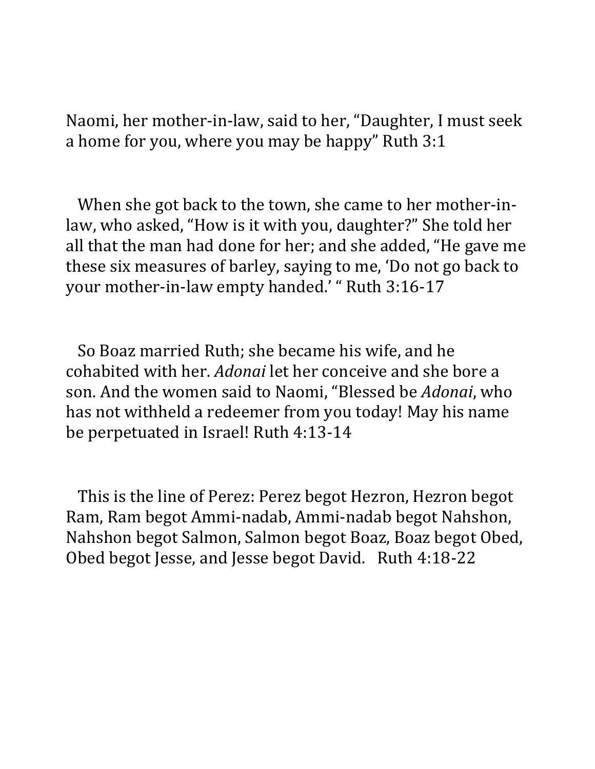Naomi, her mother-in-law, said to her, “Daughter, I must seek a home for you, where you may be happy” Ruth 3:1

When she got back to the town, she came to her mother-in-law, who asked, “How is it with you, daughter?” She told her all that the man had done for her; and she added, “He gave me these six measures of barley, saying to me, ‘Do not go back to your mother-in-law empty handed.’ “ Ruth 3:16-17

So Boaz married Ruth; she became his wife, and he cohabited with her. *Adonai* let her conceive and she bore a son. And the women said to Naomi, “Blessed be *Adonai*, who has not withheld a redeemer from you today! May his name be perpetuated in Israel! Ruth 4:13-14

This is the line of Perez: Perez begot Hezron, Hezron begot Ram, Ram begot Ammi-nadab, Ammi-nadab begot Nahshon, Nahshon begot Salmon, Salmon begot Boaz, Boaz begot Obed, Obed begot Jesse, and Jesse begot David.   Ruth 4:18-22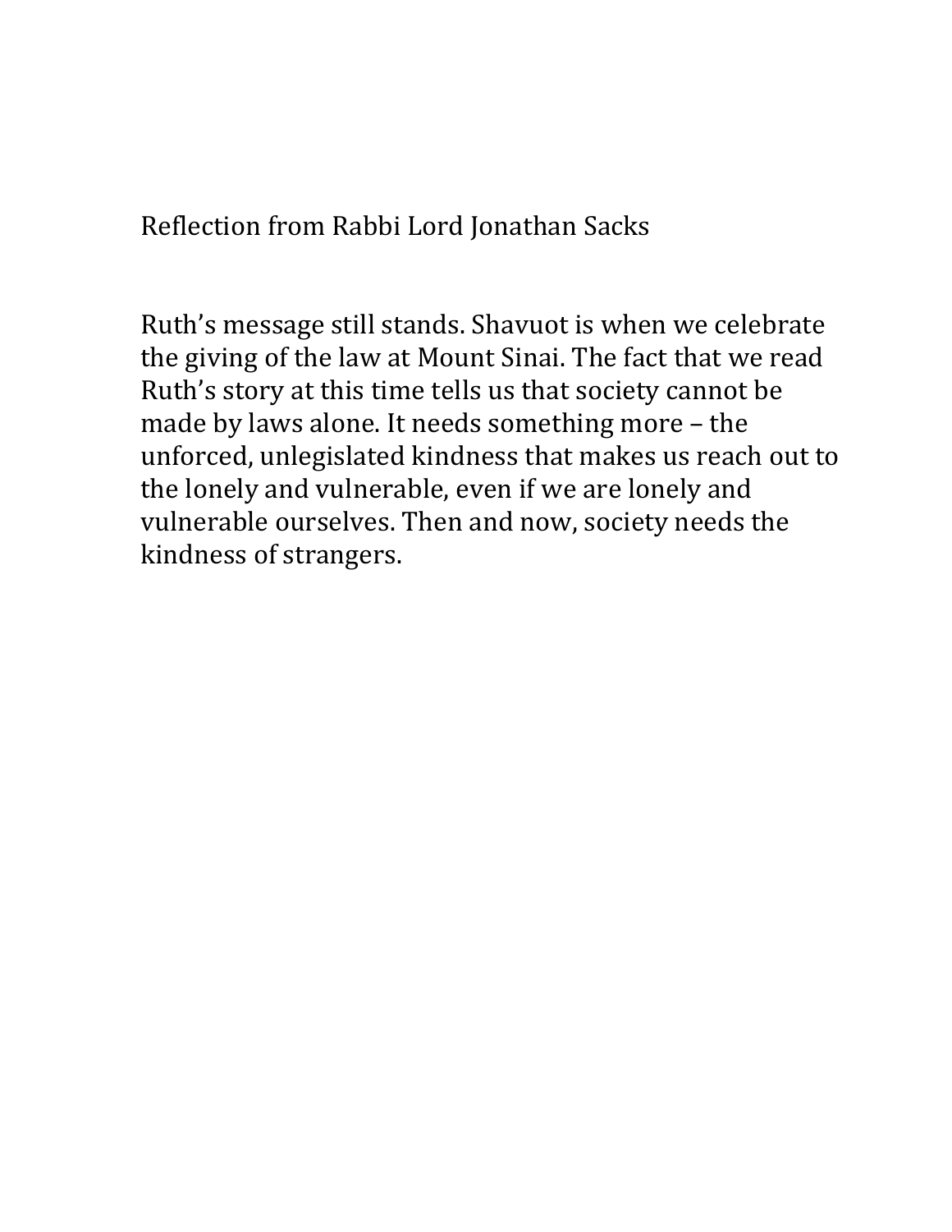Reflection from Rabbi Lord Jonathan Sacks

Ruth's message still stands. Shavuot is when we celebrate the giving of the law at Mount Sinai. The fact that we read Ruth's story at this time tells us that society cannot be made by laws alone. It needs something more – the unforced, unlegislated kindness that makes us reach out to the lonely and vulnerable, even if we are lonely and vulnerable ourselves. Then and now, society needs the kindness of strangers.